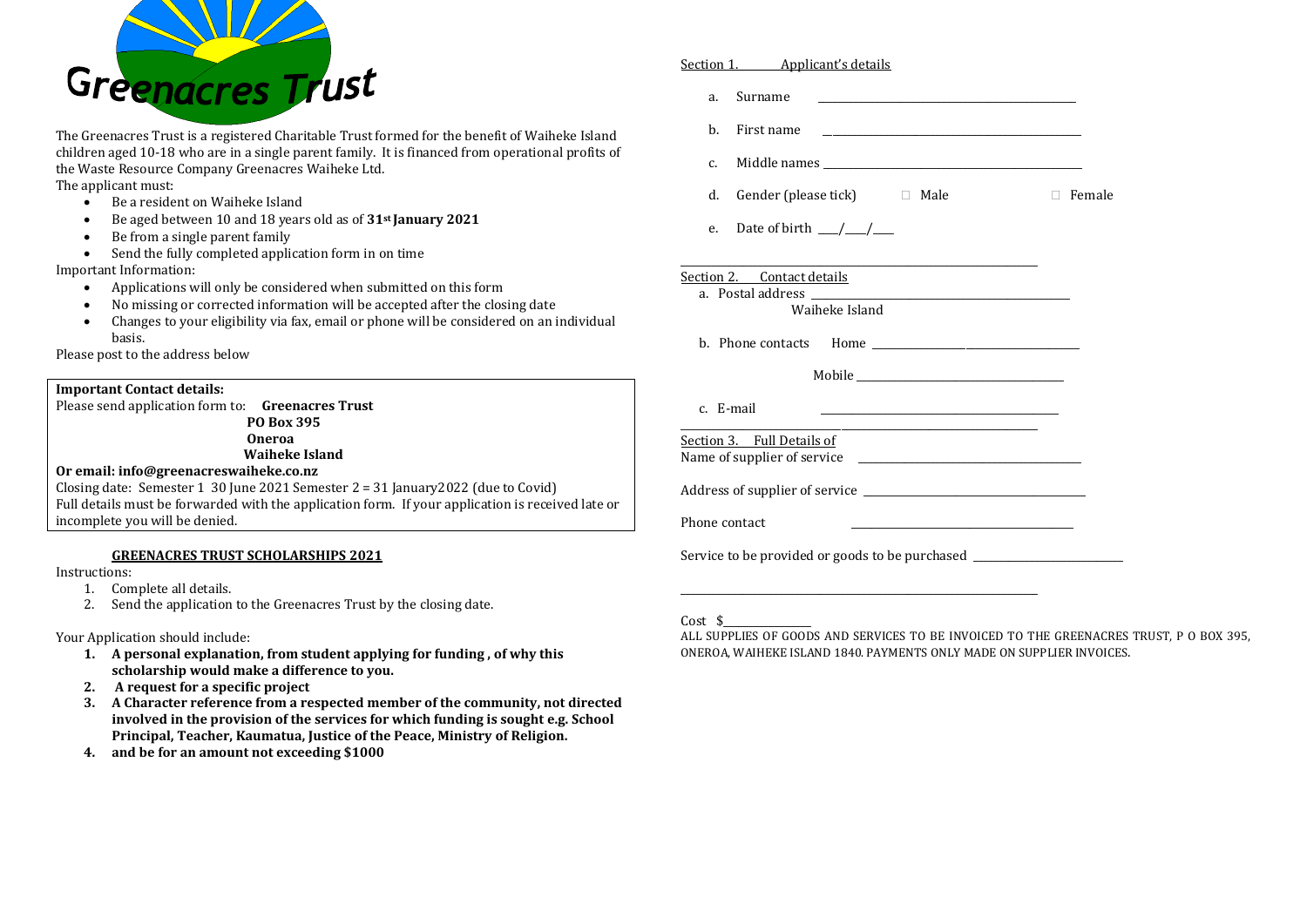# Greenacres Trust

The Greenacres Trust is a registered Charitable Trust formed for the benefit of Waiheke Island children aged 10-18 who are in a single parent family. It is financed from operational profits of the Waste Resource Company Greenacres Waiheke Ltd.

The applicant must:

- Be a resident on Waiheke Island
- Be aged between 10 and 18 years old as of **31st January 2021**
- Be from a single parent family
- Send the fully completed application form in on time

Important Information:

- Applications will only be considered when submitted on this form
- No missing or corrected information will be accepted after the closing date
- Changes to your eligibility via fax, email or phone will be considered on an individual basis.

Please post to the address below

**Important Contact details:**

Please send application form to: **Greenacres Trust**
**PO Box 395**
**Oneroa**
**Waiheke Island**

**Or email: info@greenacreswaiheke.co.nz**

Closing date: Semester 1 30 June 2021 Semester 2 = 31 January2022 (due to Covid)

Full details must be forwarded with the application form. If your application is received late or incomplete you will be denied.

## GREENACRES TRUST SCHOLARSHIPS 2021

Instructions:

1. Complete all details.
2. Send the application to the Greenacres Trust by the closing date.

Your Application should include:

1. **A personal explanation, from student applying for funding , of why this scholarship would make a difference to you.**
2. **A request for a specific project**
3. **A Character reference from a respected member of the community, not directed involved in the provision of the services for which funding is sought e.g. School Principal, Teacher, Kaumatua, Justice of the Peace, Ministry of Religion.**
4. **and be for an amount not exceeding $1000**

Section 1. Applicant's details

a. Surname \_\_\_\_\_\_\_\_\_\_\_\_\_\_\_\_\_\_\_\_

b. First name \_\_\_\_\_\_\_\_\_\_\_\_\_\_\_\_\_\_\_\_

c. Middle names \_\_\_\_\_\_\_\_\_\_\_\_\_\_\_\_\_\_\_\_

d. Gender (please tick) ☐ Male ☐ Female

e. Date of birth \_\_\_/\_\_\_/\_\_\_

Section 2. Contact details

a. Postal address \_\_\_\_\_\_\_\_\_\_\_\_\_\_\_\_\_\_\_\_
Waiheke Island

b. Phone contacts Home \_\_\_\_\_\_\_\_\_\_\_\_\_\_\_\_\_\_\_\_

Mobile \_\_\_\_\_\_\_\_\_\_\_\_\_\_\_\_\_\_\_\_

c. E-mail \_\_\_\_\_\_\_\_\_\_\_\_\_\_\_\_\_\_\_\_

Section 3. Full Details of

Name of supplier of service \_\_\_\_\_\_\_\_\_\_\_\_\_\_\_\_\_\_\_\_

Address of supplier of service \_\_\_\_\_\_\_\_\_\_\_\_\_\_\_\_\_\_\_\_

Phone contact \_\_\_\_\_\_\_\_\_\_\_\_\_\_\_\_\_\_\_\_

Service to be provided or goods to be purchased \_\_\_\_\_\_\_\_\_\_\_\_\_\_\_\_\_\_\_\_

Cost $\_\_\_\_\_\_\_\_\_\_

ALL SUPPLIES OF GOODS AND SERVICES TO BE INVOICED TO THE GREENACRES TRUST, P O BOX 395, ONEROA, WAIHEKE ISLAND 1840. PAYMENTS ONLY MADE ON SUPPLIER INVOICES.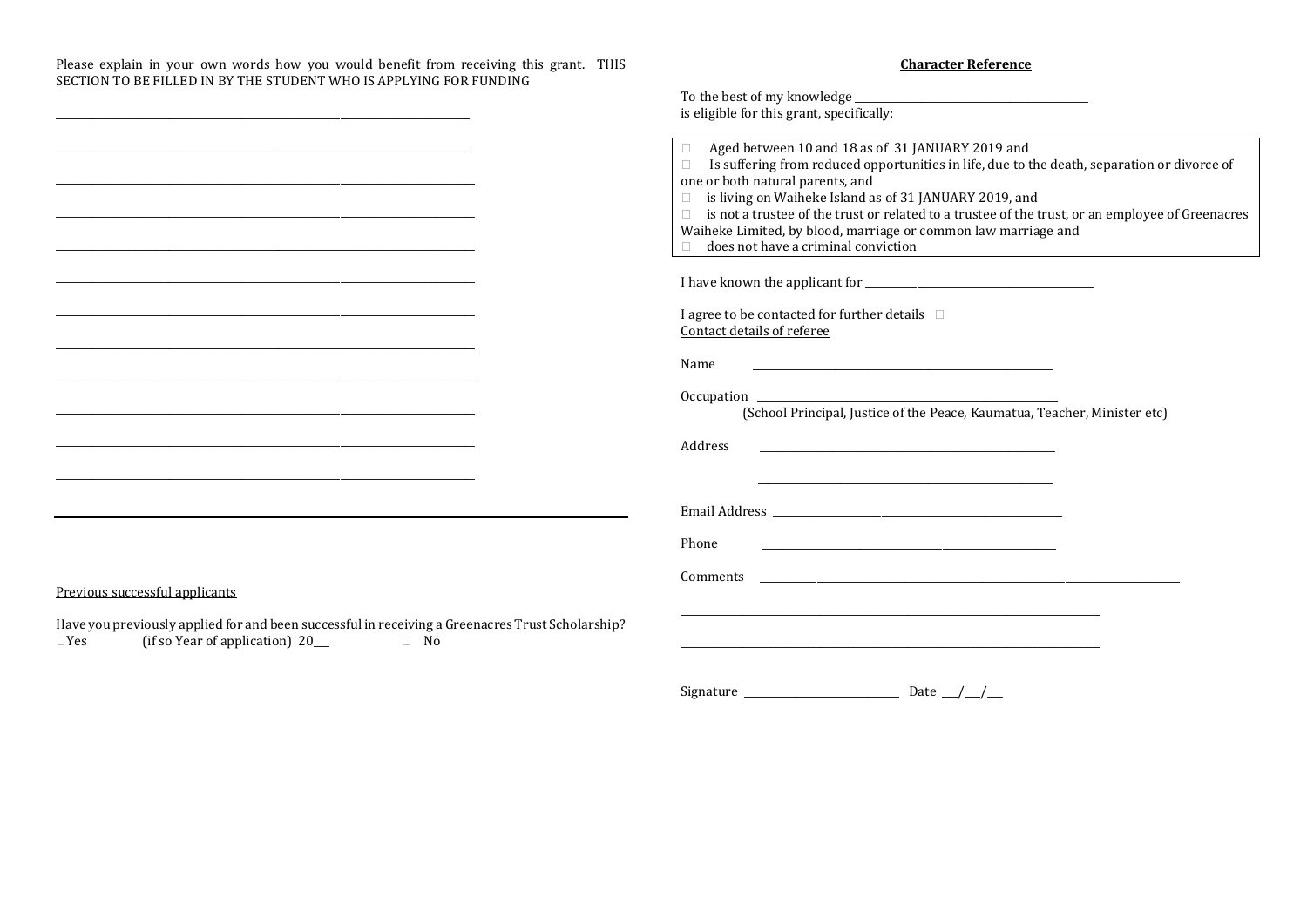Please explain in your own words how you would benefit from receiving this grant. THIS SECTION TO BE FILLED IN BY THE STUDENT WHO IS APPLYING FOR FUNDING

______________________________________________________________

______________________________________________________________

______________________________________________________________

______________________________________________________________

______________________________________________________________

______________________________________________________________

______________________________________________________________

______________________________________________________________

______________________________________________________________

______________________________________________________________

______________________________________________________________

______________________________________________________________

---

Previous successful applicants

Have you previously applied for and been successful in receiving a Greenacres Trust Scholarship?
☐ Yes (if so Year of application) 20___ ☐ No

**Character Reference**

To the best of my knowledge ______________________________
is eligible for this grant, specifically:

- ☐ Aged between 10 and 18 as of 31 JANUARY 2019 and
- ☐ Is suffering from reduced opportunities in life, due to the death, separation or divorce of one or both natural parents, and
- ☐ is living on Waiheke Island as of 31 JANUARY 2019, and
- ☐ is not a trustee of the trust or related to a trustee of the trust, or an employee of Greenacres Waiheke Limited, by blood, marriage or common law marriage and
- ☐ does not have a criminal conviction

I have known the applicant for ______________________________

I agree to be contacted for further details ☐

Contact details of referee

Name ______________________________

Occupation ______________________________
(School Principal, Justice of the Peace, Kaumatua, Teacher, Minister etc)

Address ______________________________

______________________________

Email Address ______________________________

Phone ______________________________

Comments ______________________________

______________________________

______________________________

Signature ____________________ Date ___/___/___